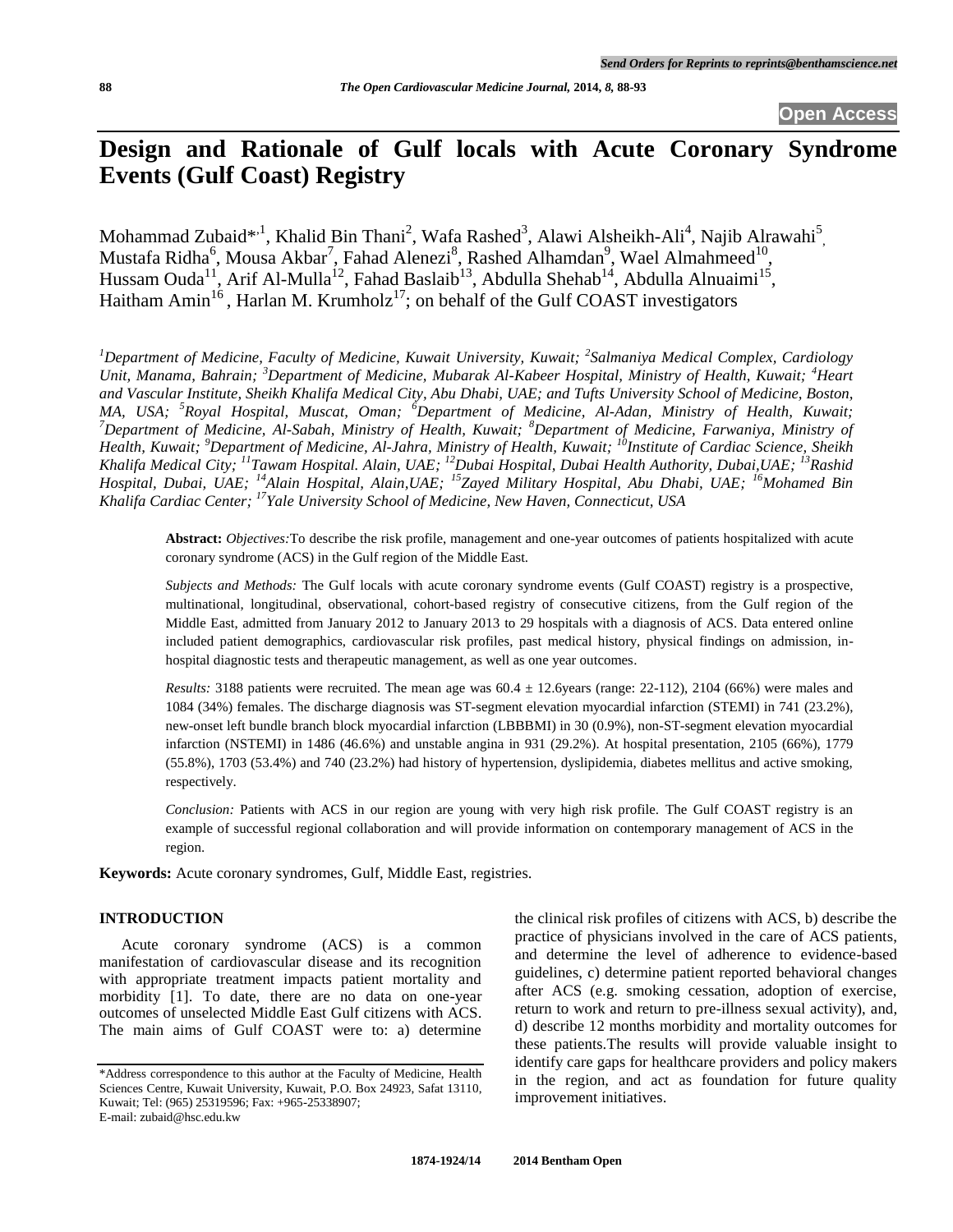# Design and Rationale of Gulf locals with Acute Coronary Syndrome Events (Gulf Coast) Registry

Mohammad Zubaid*[1], Khalid Bin Thani[2], Wafa Rashed[3], Alawi Alsheikh-Ali[4], Najib Alrawahi[5], Mustafa Ridha[6], Mousa Akbar[7], Fahad Alenezi[8], Rashed Alhamdan[9], Wael Almahmeed[10], Hussam Ouda[11], Arif Al-Mulla[12], Fahad Baslaib[13], Abdulla Shehab[14], Abdulla Alnuaimi[15], Haitham Amin[16], Harlan M. Krumholz[17]; on behalf of the Gulf COAST investigators

*[1]Department of Medicine, Faculty of Medicine, Kuwait University, Kuwait; [2]Salmaniya Medical Complex, Cardiology Unit, Manama, Bahrain; [3]Department of Medicine, Mubarak Al-Kabeer Hospital, Ministry of Health, Kuwait; [4]Heart and Vascular Institute, Sheikh Khalifa Medical City, Abu Dhabi, UAE; and Tufts University School of Medicine, Boston, MA, USA; [5]Royal Hospital, Muscat, Oman; [6]Department of Medicine, Al-Adan, Ministry of Health, Kuwait; [7]Department of Medicine, Al-Sabah, Ministry of Health, Kuwait; [8]Department of Medicine, Farwaniya, Ministry of Health, Kuwait; [9]Department of Medicine, Al-Jahra, Ministry of Health, Kuwait; [10]Institute of Cardiac Science, Sheikh Khalifa Medical City; [11]Tawam Hospital. Alain, UAE; [12]Dubai Hospital, Dubai Health Authority, Dubai,UAE; [13]Rashid Hospital, Dubai, UAE; [14]Alain Hospital, Alain,UAE; [15]Zayed Military Hospital, Abu Dhabi, UAE; [16]Mohamed Bin Khalifa Cardiac Center; [17]Yale University School of Medicine, New Haven, Connecticut, USA*

**Abstract:** *Objectives:*To describe the risk profile, management and one-year outcomes of patients hospitalized with acute coronary syndrome (ACS) in the Gulf region of the Middle East.

*Subjects and Methods:* The Gulf locals with acute coronary syndrome events (Gulf COAST) registry is a prospective, multinational, longitudinal, observational, cohort-based registry of consecutive citizens, from the Gulf region of the Middle East, admitted from January 2012 to January 2013 to 29 hospitals with a diagnosis of ACS. Data entered online included patient demographics, cardiovascular risk profiles, past medical history, physical findings on admission, in-hospital diagnostic tests and therapeutic management, as well as one year outcomes.

*Results:* 3188 patients were recruited. The mean age was 60.4 ± 12.6years (range: 22-112), 2104 (66%) were males and 1084 (34%) females. The discharge diagnosis was ST-segment elevation myocardial infarction (STEMI) in 741 (23.2%), new-onset left bundle branch block myocardial infarction (LBBBMI) in 30 (0.9%), non-ST-segment elevation myocardial infarction (NSTEMI) in 1486 (46.6%) and unstable angina in 931 (29.2%). At hospital presentation, 2105 (66%), 1779 (55.8%), 1703 (53.4%) and 740 (23.2%) had history of hypertension, dyslipidemia, diabetes mellitus and active smoking, respectively.

*Conclusion:* Patients with ACS in our region are young with very high risk profile. The Gulf COAST registry is an example of successful regional collaboration and will provide information on contemporary management of ACS in the region.

**Keywords:** Acute coronary syndromes, Gulf, Middle East, registries.

## INTRODUCTION

Acute coronary syndrome (ACS) is a common manifestation of cardiovascular disease and its recognition with appropriate treatment impacts patient mortality and morbidity [1]. To date, there are no data on one-year outcomes of unselected Middle East Gulf citizens with ACS. The main aims of Gulf COAST were to: a) determine the clinical risk profiles of citizens with ACS, b) describe the practice of physicians involved in the care of ACS patients, and determine the level of adherence to evidence-based guidelines, c) determine patient reported behavioral changes after ACS (e.g. smoking cessation, adoption of exercise, return to work and return to pre-illness sexual activity), and, d) describe 12 months morbidity and mortality outcomes for these patients.The results will provide valuable insight to identify care gaps for healthcare providers and policy makers in the region, and act as foundation for future quality improvement initiatives.

*Address correspondence to this author at the Faculty of Medicine, Health Sciences Centre, Kuwait University, Kuwait, P.O. Box 24923, Safat 13110, Kuwait; Tel: (965) 25319596; Fax: +965-25338907;
E-mail: zubaid@hsc.edu.kw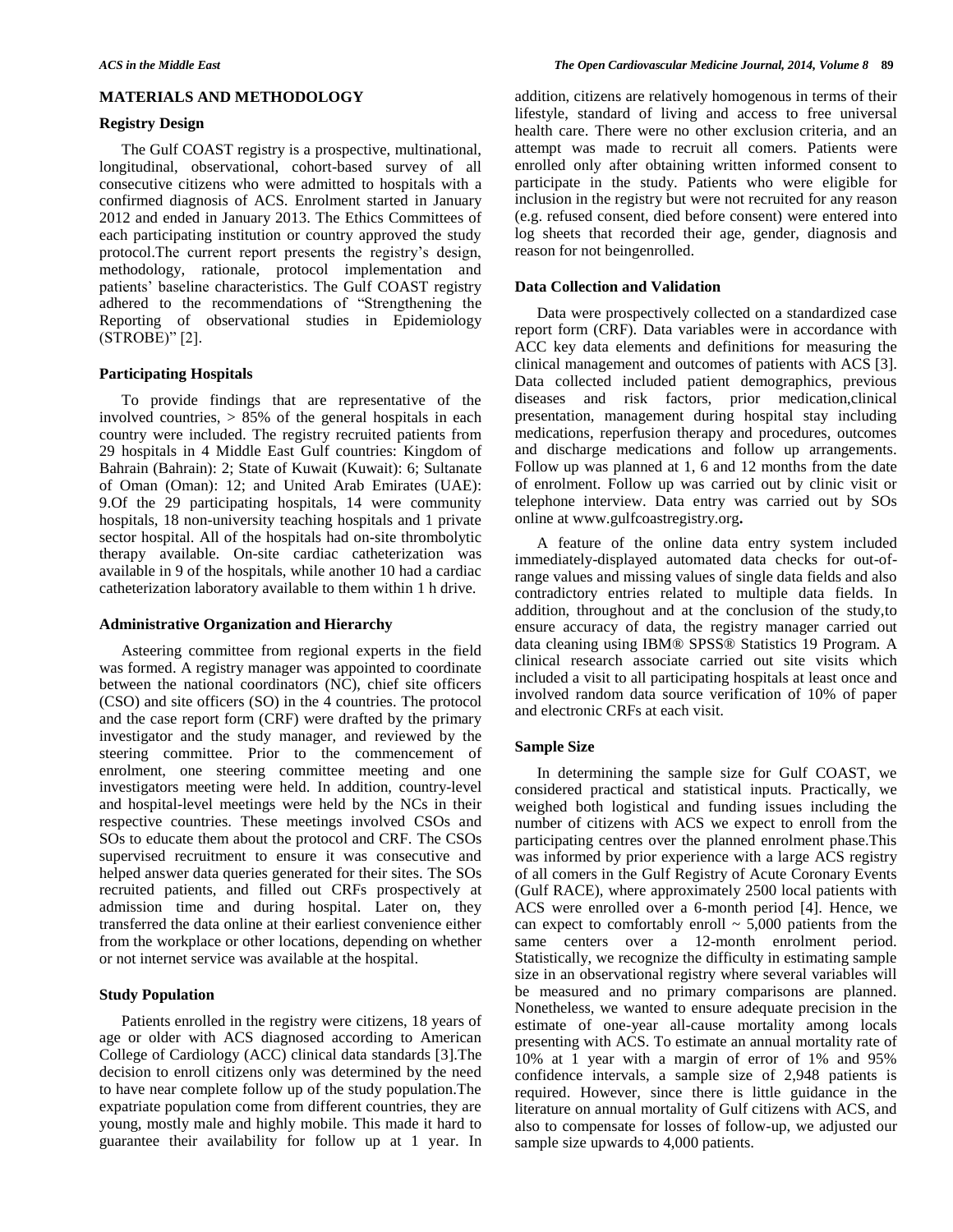## MATERIALS AND METHODOLOGY

### Registry Design

The Gulf COAST registry is a prospective, multinational, longitudinal, observational, cohort-based survey of all consecutive citizens who were admitted to hospitals with a confirmed diagnosis of ACS. Enrolment started in January 2012 and ended in January 2013. The Ethics Committees of each participating institution or country approved the study protocol.The current report presents the registry's design, methodology, rationale, protocol implementation and patients' baseline characteristics. The Gulf COAST registry adhered to the recommendations of "Strengthening the Reporting of observational studies in Epidemiology (STROBE)" [2].

### Participating Hospitals

To provide findings that are representative of the involved countries, > 85% of the general hospitals in each country were included. The registry recruited patients from 29 hospitals in 4 Middle East Gulf countries: Kingdom of Bahrain (Bahrain): 2; State of Kuwait (Kuwait): 6; Sultanate of Oman (Oman): 12; and United Arab Emirates (UAE): 9.Of the 29 participating hospitals, 14 were community hospitals, 18 non-university teaching hospitals and 1 private sector hospital. All of the hospitals had on-site thrombolytic therapy available. On-site cardiac catheterization was available in 9 of the hospitals, while another 10 had a cardiac catheterization laboratory available to them within 1 h drive.

### Administrative Organization and Hierarchy

Asteering committee from regional experts in the field was formed. A registry manager was appointed to coordinate between the national coordinators (NC), chief site officers (CSO) and site officers (SO) in the 4 countries. The protocol and the case report form (CRF) were drafted by the primary investigator and the study manager, and reviewed by the steering committee. Prior to the commencement of enrolment, one steering committee meeting and one investigators meeting were held. In addition, country-level and hospital-level meetings were held by the NCs in their respective countries. These meetings involved CSOs and SOs to educate them about the protocol and CRF. The CSOs supervised recruitment to ensure it was consecutive and helped answer data queries generated for their sites. The SOs recruited patients, and filled out CRFs prospectively at admission time and during hospital. Later on, they transferred the data online at their earliest convenience either from the workplace or other locations, depending on whether or not internet service was available at the hospital.

### Study Population

Patients enrolled in the registry were citizens, 18 years of age or older with ACS diagnosed according to American College of Cardiology (ACC) clinical data standards [3].The decision to enroll citizens only was determined by the need to have near complete follow up of the study population.The expatriate population come from different countries, they are young, mostly male and highly mobile. This made it hard to guarantee their availability for follow up at 1 year. In addition, citizens are relatively homogenous in terms of their lifestyle, standard of living and access to free universal health care. There were no other exclusion criteria, and an attempt was made to recruit all comers. Patients were enrolled only after obtaining written informed consent to participate in the study. Patients who were eligible for inclusion in the registry but were not recruited for any reason (e.g. refused consent, died before consent) were entered into log sheets that recorded their age, gender, diagnosis and reason for not beingenrolled.

### Data Collection and Validation

Data were prospectively collected on a standardized case report form (CRF). Data variables were in accordance with ACC key data elements and definitions for measuring the clinical management and outcomes of patients with ACS [3]. Data collected included patient demographics, previous diseases and risk factors, prior medication,clinical presentation, management during hospital stay including medications, reperfusion therapy and procedures, outcomes and discharge medications and follow up arrangements. Follow up was planned at 1, 6 and 12 months from the date of enrolment. Follow up was carried out by clinic visit or telephone interview. Data entry was carried out by SOs online at www.gulfcoastregistry.org**.**

A feature of the online data entry system included immediately-displayed automated data checks for out-of-range values and missing values of single data fields and also contradictory entries related to multiple data fields. In addition, throughout and at the conclusion of the study,to ensure accuracy of data, the registry manager carried out data cleaning using IBM® SPSS® Statistics 19 Program. A clinical research associate carried out site visits which included a visit to all participating hospitals at least once and involved random data source verification of 10% of paper and electronic CRFs at each visit.

### Sample Size

In determining the sample size for Gulf COAST, we considered practical and statistical inputs. Practically, we weighed both logistical and funding issues including the number of citizens with ACS we expect to enroll from the participating centres over the planned enrolment phase.This was informed by prior experience with a large ACS registry of all comers in the Gulf Registry of Acute Coronary Events (Gulf RACE), where approximately 2500 local patients with ACS were enrolled over a 6-month period [4]. Hence, we can expect to comfortably enroll ~ 5,000 patients from the same centers over a 12-month enrolment period. Statistically, we recognize the difficulty in estimating sample size in an observational registry where several variables will be measured and no primary comparisons are planned. Nonetheless, we wanted to ensure adequate precision in the estimate of one-year all-cause mortality among locals presenting with ACS. To estimate an annual mortality rate of 10% at 1 year with a margin of error of 1% and 95% confidence intervals, a sample size of 2,948 patients is required. However, since there is little guidance in the literature on annual mortality of Gulf citizens with ACS, and also to compensate for losses of follow-up, we adjusted our sample size upwards to 4,000 patients.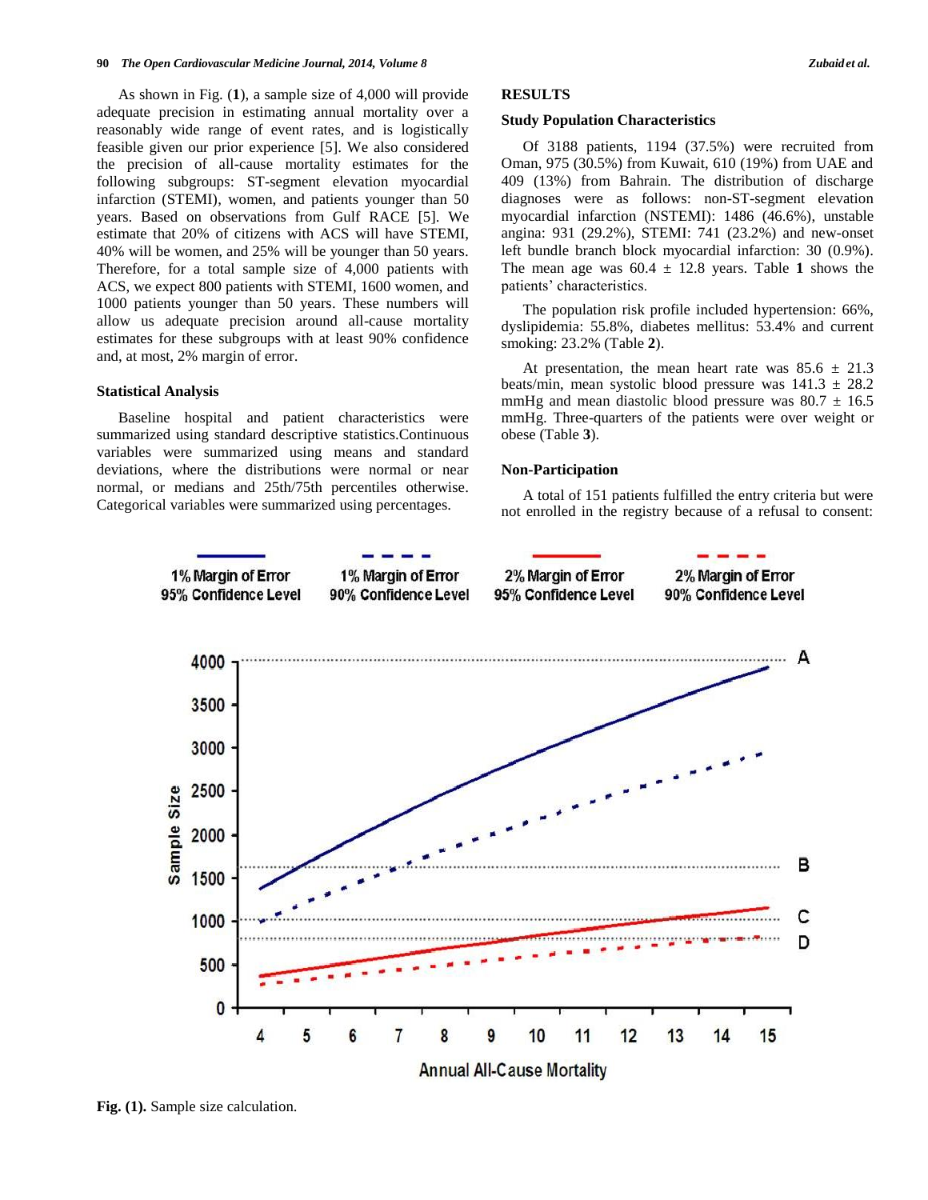As shown in Fig. (**1**), a sample size of 4,000 will provide adequate precision in estimating annual mortality over a reasonably wide range of event rates, and is logistically feasible given our prior experience [5]. We also considered the precision of all-cause mortality estimates for the following subgroups: ST-segment elevation myocardial infarction (STEMI), women, and patients younger than 50 years. Based on observations from Gulf RACE [5]. We estimate that 20% of citizens with ACS will have STEMI, 40% will be women, and 25% will be younger than 50 years. Therefore, for a total sample size of 4,000 patients with ACS, we expect 800 patients with STEMI, 1600 women, and 1000 patients younger than 50 years. These numbers will allow us adequate precision around all-cause mortality estimates for these subgroups with at least 90% confidence and, at most, 2% margin of error.

### Statistical Analysis

Baseline hospital and patient characteristics were summarized using standard descriptive statistics.Continuous variables were summarized using means and standard deviations, where the distributions were normal or near normal, or medians and 25th/75th percentiles otherwise. Categorical variables were summarized using percentages.

## RESULTS

### Study Population Characteristics

Of 3188 patients, 1194 (37.5%) were recruited from Oman, 975 (30.5%) from Kuwait, 610 (19%) from UAE and 409 (13%) from Bahrain. The distribution of discharge diagnoses were as follows: non-ST-segment elevation myocardial infarction (NSTEMI): 1486 (46.6%), unstable angina: 931 (29.2%), STEMI: 741 (23.2%) and new-onset left bundle branch block myocardial infarction: 30 (0.9%). The mean age was 60.4 ± 12.8 years. Table **1** shows the patients' characteristics.

The population risk profile included hypertension: 66%, dyslipidemia: 55.8%, diabetes mellitus: 53.4% and current smoking: 23.2% (Table **2**).

At presentation, the mean heart rate was 85.6 ± 21.3 beats/min, mean systolic blood pressure was 141.3 ± 28.2 mmHg and mean diastolic blood pressure was 80.7 ± 16.5 mmHg. Three-quarters of the patients were over weight or obese (Table **3**).

### Non-Participation

A total of 151 patients fulfilled the entry criteria but were not enrolled in the registry because of a refusal to consent:

**Fig. (1).** Sample size calculation.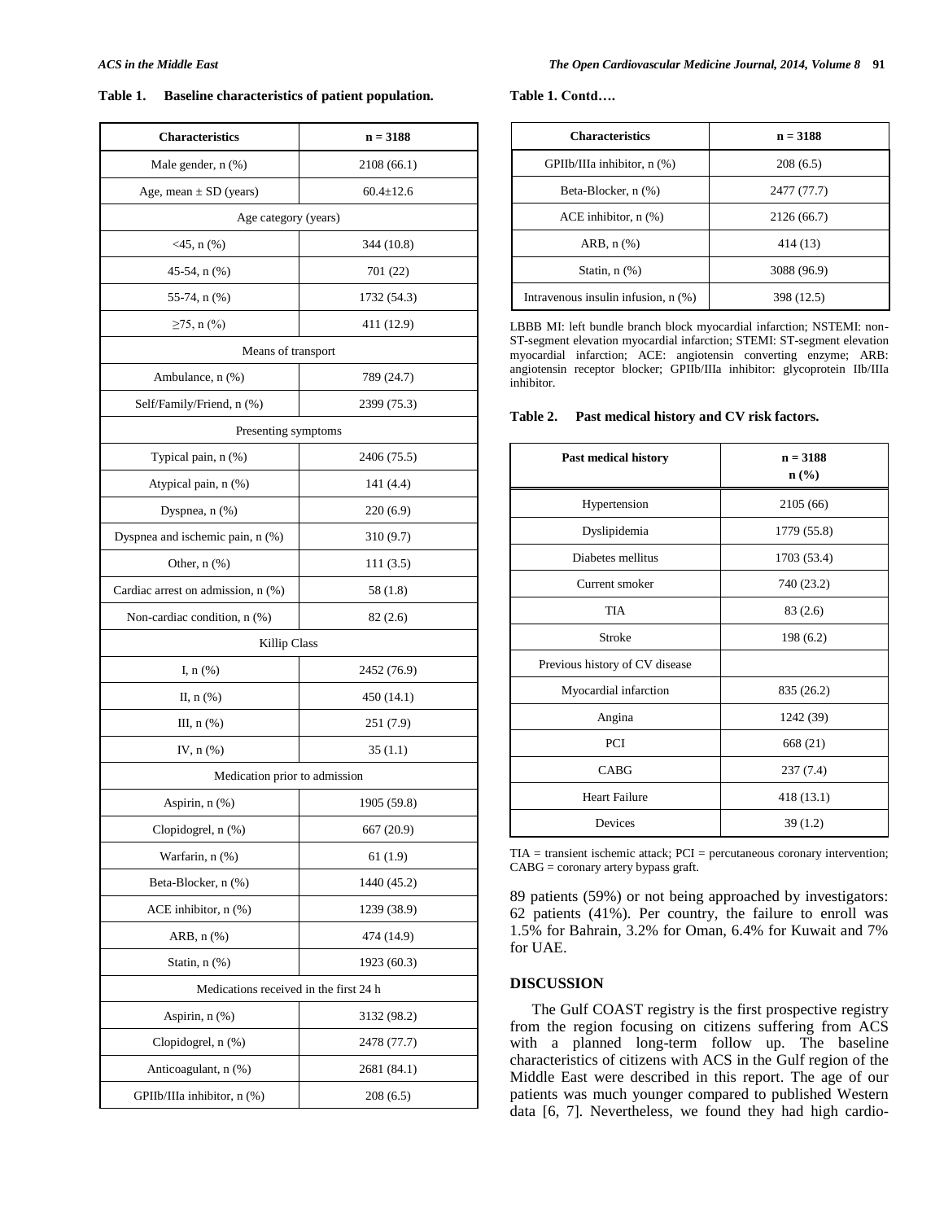**Table 1. Baseline characteristics of patient population.**

| Characteristics | n = 3188 |
|---|---|
| Male gender, n (%) | 2108 (66.1) |
| Age, mean ± SD (years) | 60.4±12.6 |
| Age category (years) | |
| <45, n (%) | 344 (10.8) |
| 45-54, n (%) | 701 (22) |
| 55-74, n (%) | 1732 (54.3) |
| ≥75, n (%) | 411 (12.9) |
| Means of transport | |
| Ambulance, n (%) | 789 (24.7) |
| Self/Family/Friend, n (%) | 2399 (75.3) |
| Presenting symptoms | |
| Typical pain, n (%) | 2406 (75.5) |
| Atypical pain, n (%) | 141 (4.4) |
| Dyspnea, n (%) | 220 (6.9) |
| Dyspnea and ischemic pain, n (%) | 310 (9.7) |
| Other, n (%) | 111 (3.5) |
| Cardiac arrest on admission, n (%) | 58 (1.8) |
| Non-cardiac condition, n (%) | 82 (2.6) |
| Killip Class | |
| I, n (%) | 2452 (76.9) |
| II, n (%) | 450 (14.1) |
| III, n (%) | 251 (7.9) |
| IV, n (%) | 35 (1.1) |
| Medication prior to admission | |
| Aspirin, n (%) | 1905 (59.8) |
| Clopidogrel, n (%) | 667 (20.9) |
| Warfarin, n (%) | 61 (1.9) |
| Beta-Blocker, n (%) | 1440 (45.2) |
| ACE inhibitor, n (%) | 1239 (38.9) |
| ARB, n (%) | 474 (14.9) |
| Statin, n (%) | 1923 (60.3) |
| Medications received in the first 24 h | |
| Aspirin, n (%) | 3132 (98.2) |
| Clopidogrel, n (%) | 2478 (77.7) |
| Anticoagulant, n (%) | 2681 (84.1) |
| GPIIb/IIIa inhibitor, n (%) | 208 (6.5) |

**Table 1. Contd….**

| Characteristics | n = 3188 |
|---|---|
| GPIIb/IIIa inhibitor, n (%) | 208 (6.5) |
| Beta-Blocker, n (%) | 2477 (77.7) |
| ACE inhibitor, n (%) | 2126 (66.7) |
| ARB, n (%) | 414 (13) |
| Statin, n (%) | 3088 (96.9) |
| Intravenous insulin infusion, n (%) | 398 (12.5) |

LBBB MI: left bundle branch block myocardial infarction; NSTEMI: non-ST-segment elevation myocardial infarction; STEMI: ST-segment elevation myocardial infarction; ACE: angiotensin converting enzyme; ARB: angiotensin receptor blocker; GPIIb/IIIa inhibitor: glycoprotein IIb/IIIa inhibitor.

**Table 2. Past medical history and CV risk factors.**

| Past medical history | n = 3188 n (%) |
|---|---|
| Hypertension | 2105 (66) |
| Dyslipidemia | 1779 (55.8) |
| Diabetes mellitus | 1703 (53.4) |
| Current smoker | 740 (23.2) |
| TIA | 83 (2.6) |
| Stroke | 198 (6.2) |
| Previous history of CV disease | |
| Myocardial infarction | 835 (26.2) |
| Angina | 1242 (39) |
| PCI | 668 (21) |
| CABG | 237 (7.4) |
| Heart Failure | 418 (13.1) |
| Devices | 39 (1.2) |

TIA = transient ischemic attack; PCI = percutaneous coronary intervention; CABG = coronary artery bypass graft.

89 patients (59%) or not being approached by investigators: 62 patients (41%). Per country, the failure to enroll was 1.5% for Bahrain, 3.2% for Oman, 6.4% for Kuwait and 7% for UAE.

## DISCUSSION

The Gulf COAST registry is the first prospective registry from the region focusing on citizens suffering from ACS with a planned long-term follow up. The baseline characteristics of citizens with ACS in the Gulf region of the Middle East were described in this report. The age of our patients was much younger compared to published Western data [6, 7]. Nevertheless, we found they had high cardio-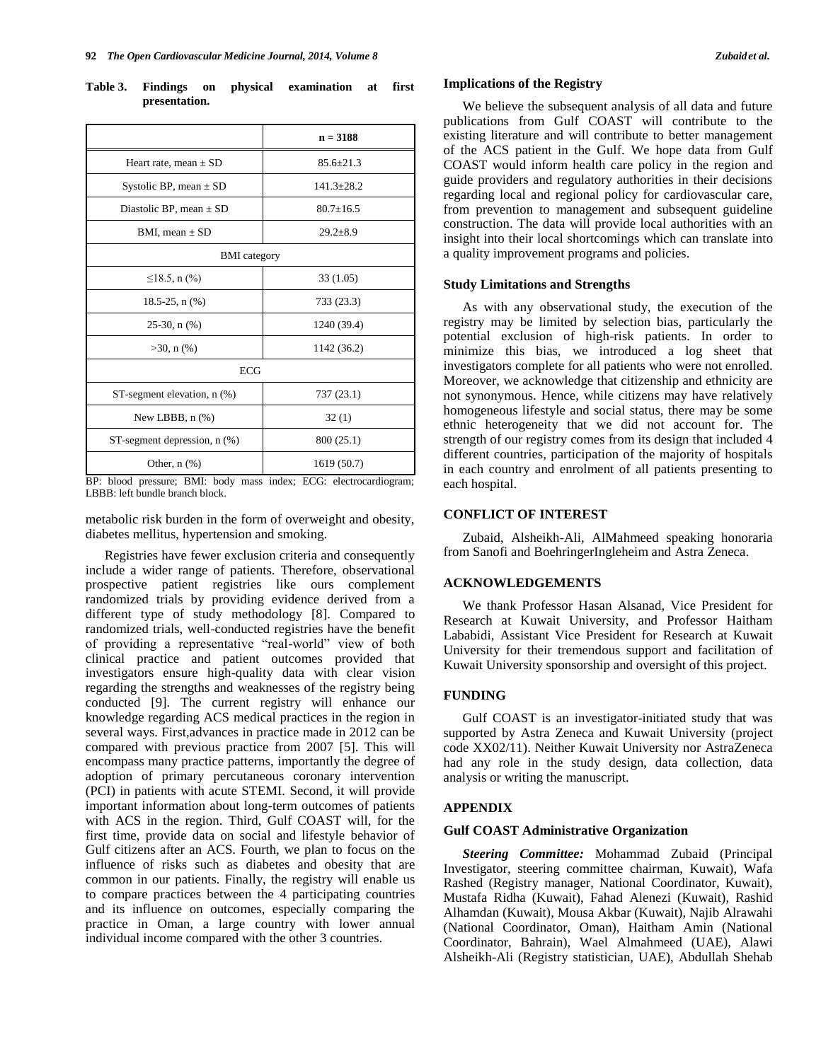**Table 3. Findings on physical examination at first presentation.**

| | n = 3188 |
|---|---|
| Heart rate, mean ± SD | 85.6±21.3 |
| Systolic BP, mean ± SD | 141.3±28.2 |
| Diastolic BP, mean ± SD | 80.7±16.5 |
| BMI, mean ± SD | 29.2±8.9 |
| BMI category | |
| ≤18.5, n (%) | 33 (1.05) |
| 18.5-25, n (%) | 733 (23.3) |
| 25-30, n (%) | 1240 (39.4) |
| >30, n (%) | 1142 (36.2) |
| ECG | |
| ST-segment elevation, n (%) | 737 (23.1) |
| New LBBB, n (%) | 32 (1) |
| ST-segment depression, n (%) | 800 (25.1) |
| Other, n (%) | 1619 (50.7) |

BP: blood pressure; BMI: body mass index; ECG: electrocardiogram; LBBB: left bundle branch block.

metabolic risk burden in the form of overweight and obesity, diabetes mellitus, hypertension and smoking.

Registries have fewer exclusion criteria and consequently include a wider range of patients. Therefore, observational prospective patient registries like ours complement randomized trials by providing evidence derived from a different type of study methodology [8]. Compared to randomized trials, well-conducted registries have the benefit of providing a representative "real-world" view of both clinical practice and patient outcomes provided that investigators ensure high-quality data with clear vision regarding the strengths and weaknesses of the registry being conducted [9]. The current registry will enhance our knowledge regarding ACS medical practices in the region in several ways. First,advances in practice made in 2012 can be compared with previous practice from 2007 [5]. This will encompass many practice patterns, importantly the degree of adoption of primary percutaneous coronary intervention (PCI) in patients with acute STEMI. Second, it will provide important information about long-term outcomes of patients with ACS in the region. Third, Gulf COAST will, for the first time, provide data on social and lifestyle behavior of Gulf citizens after an ACS. Fourth, we plan to focus on the influence of risks such as diabetes and obesity that are common in our patients. Finally, the registry will enable us to compare practices between the 4 participating countries and its influence on outcomes, especially comparing the practice in Oman, a large country with lower annual individual income compared with the other 3 countries.

### Implications of the Registry

We believe the subsequent analysis of all data and future publications from Gulf COAST will contribute to the existing literature and will contribute to better management of the ACS patient in the Gulf. We hope data from Gulf COAST would inform health care policy in the region and guide providers and regulatory authorities in their decisions regarding local and regional policy for cardiovascular care, from prevention to management and subsequent guideline construction. The data will provide local authorities with an insight into their local shortcomings which can translate into a quality improvement programs and policies.

### Study Limitations and Strengths

As with any observational study, the execution of the registry may be limited by selection bias, particularly the potential exclusion of high-risk patients. In order to minimize this bias, we introduced a log sheet that investigators complete for all patients who were not enrolled. Moreover, we acknowledge that citizenship and ethnicity are not synonymous. Hence, while citizens may have relatively homogeneous lifestyle and social status, there may be some ethnic heterogeneity that we did not account for. The strength of our registry comes from its design that included 4 different countries, participation of the majority of hospitals in each country and enrolment of all patients presenting to each hospital.

## CONFLICT OF INTEREST

Zubaid, Alsheikh-Ali, AlMahmeed speaking honoraria from Sanofi and BoehringerIngleheim and Astra Zeneca.

## ACKNOWLEDGEMENTS

We thank Professor Hasan Alsanad, Vice President for Research at Kuwait University, and Professor Haitham Lababidi, Assistant Vice President for Research at Kuwait University for their tremendous support and facilitation of Kuwait University sponsorship and oversight of this project.

## FUNDING

Gulf COAST is an investigator-initiated study that was supported by Astra Zeneca and Kuwait University (project code XX02/11). Neither Kuwait University nor AstraZeneca had any role in the study design, data collection, data analysis or writing the manuscript.

## APPENDIX

### Gulf COAST Administrative Organization

***Steering Committee:*** Mohammad Zubaid (Principal Investigator, steering committee chairman, Kuwait), Wafa Rashed (Registry manager, National Coordinator, Kuwait), Mustafa Ridha (Kuwait), Fahad Alenezi (Kuwait), Rashid Alhamdan (Kuwait), Mousa Akbar (Kuwait), Najib Alrawahi (National Coordinator, Oman), Haitham Amin (National Coordinator, Bahrain), Wael Almahmeed (UAE), Alawi Alsheikh-Ali (Registry statistician, UAE), Abdullah Shehab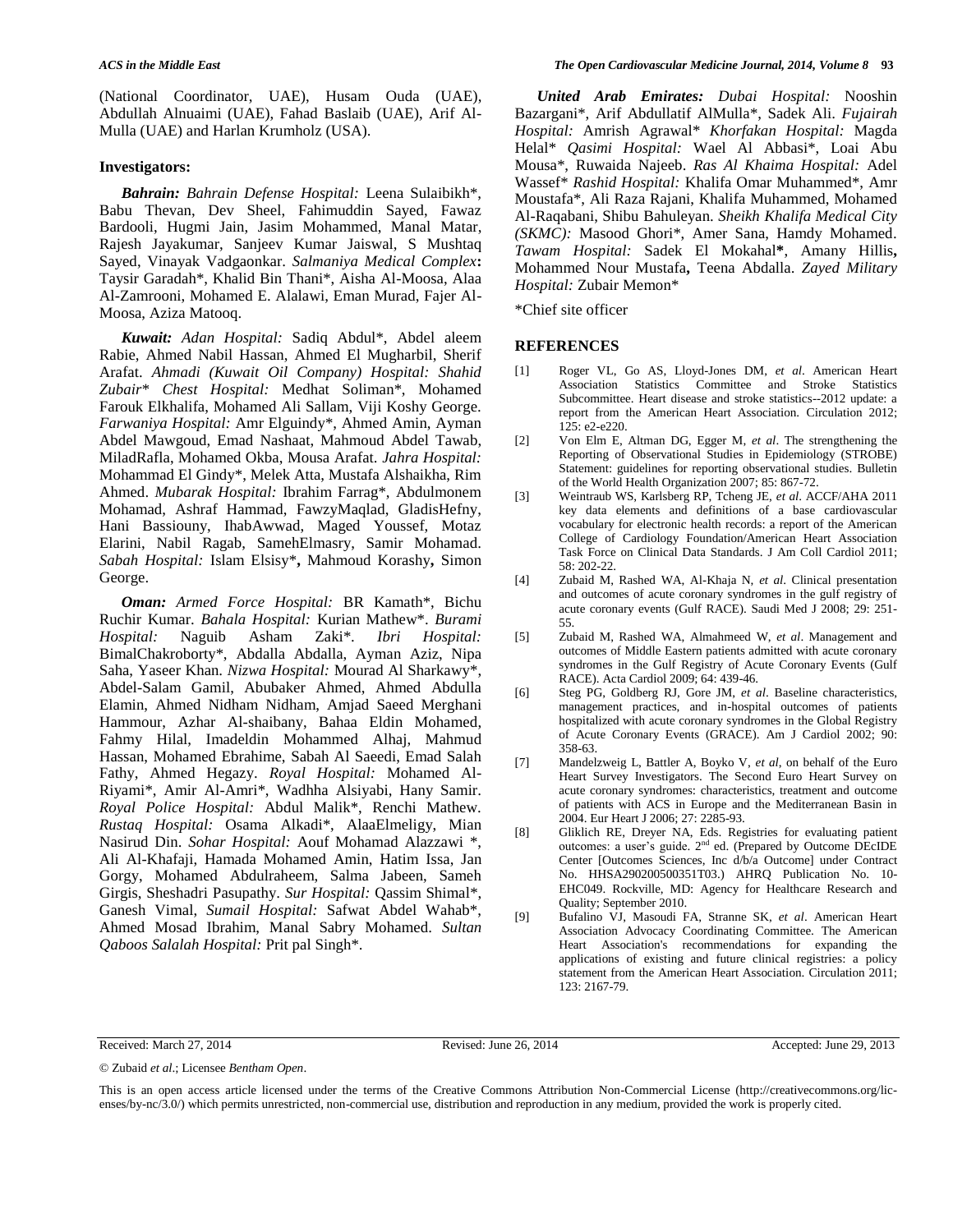(National Coordinator, UAE), Husam Ouda (UAE), Abdullah Alnuaimi (UAE), Fahad Baslaib (UAE), Arif Al-Mulla (UAE) and Harlan Krumholz (USA).

### Investigators:

***Bahrain:*** *Bahrain Defense Hospital:* Leena Sulaibikh*, Babu Thevan, Dev Sheel, Fahimuddin Sayed, Fawaz Bardooli, Hugmi Jain, Jasim Mohammed, Manal Matar, Rajesh Jayakumar, Sanjeev Kumar Jaiswal, S Mushtaq Sayed, Vinayak Vadgaonkar. *Salmaniya Medical Complex***:** Taysir Garadah*, Khalid Bin Thani*, Aisha Al-Moosa, Alaa Al-Zamrooni, Mohamed E. Alalawi, Eman Murad, Fajer Al-Moosa, Aziza Matooq.

***Kuwait:*** *Adan Hospital:* Sadiq Abdul*, Abdel aleem Rabie, Ahmed Nabil Hassan, Ahmed El Mugharbil, Sherif Arafat. *Ahmadi (Kuwait Oil Company) Hospital: Shahid Zubair* Chest Hospital:* Medhat Soliman*, Mohamed Farouk Elkhalifa, Mohamed Ali Sallam, Viji Koshy George. *Farwaniya Hospital:* Amr Elguindy*, Ahmed Amin, Ayman Abdel Mawgoud, Emad Nashaat, Mahmoud Abdel Tawab, MiladRafla, Mohamed Okba, Mousa Arafat. *Jahra Hospital:* Mohammad El Gindy*, Melek Atta, Mustafa Alshaikha, Rim Ahmed. *Mubarak Hospital:* Ibrahim Farrag*, Abdulmonem Mohamad, Ashraf Hammad, FawzyMaqlad, GladisHefny, Hani Bassiouny, IhabAwwad, Maged Youssef, Motaz Elarini, Nabil Ragab, SamehElmasry, Samir Mohamad. *Sabah Hospital:* Islam Elsisy***,** Mahmoud Korashy**,** Simon George.

***Oman:*** *Armed Force Hospital:* BR Kamath*, Bichu Ruchir Kumar. *Bahala Hospital:* Kurian Mathew*. *Burami Hospital:* Naguib Asham Zaki*. *Ibri Hospital:* BimalChakroborty*, Abdalla Abdalla, Ayman Aziz, Nipa Saha, Yaseer Khan. *Nizwa Hospital:* Mourad Al Sharkawy*, Abdel-Salam Gamil, Abubaker Ahmed, Ahmed Abdulla Elamin, Ahmed Nidham Nidham, Amjad Saeed Merghani Hammour, Azhar Al-shaibany, Bahaa Eldin Mohamed, Fahmy Hilal, Imadeldin Mohammed Alhaj, Mahmud Hassan, Mohamed Ebrahime, Sabah Al Saeedi, Emad Salah Fathy, Ahmed Hegazy. *Royal Hospital:* Mohamed Al-Riyami*, Amir Al-Amri*, Wadhha Alsiyabi, Hany Samir. *Royal Police Hospital:* Abdul Malik*, Renchi Mathew. *Rustaq Hospital:* Osama Alkadi*, AlaaElmeligy, Mian Nasirud Din. *Sohar Hospital:* Aouf Mohamad Alazzawi *, Ali Al-Khafaji, Hamada Mohamed Amin, Hatim Issa, Jan Gorgy, Mohamed Abdulraheem, Salma Jabeen, Sameh Girgis, Sheshadri Pasupathy. *Sur Hospital:* Qassim Shimal*, Ganesh Vimal, *Sumail Hospital:* Safwat Abdel Wahab*, Ahmed Mosad Ibrahim, Manal Sabry Mohamed. *Sultan Qaboos Salalah Hospital:* Prit pal Singh*.

***United Arab Emirates:*** *Dubai Hospital:* Nooshin Bazargani*, Arif Abdullatif AlMulla*, Sadek Ali. *Fujairah Hospital:* Amrish Agrawal* *Khorfakan Hospital:* Magda Helal* *Qasimi Hospital:* Wael Al Abbasi*, Loai Abu Mousa*, Ruwaida Najeeb. *Ras Al Khaima Hospital:* Adel Wassef* *Rashid Hospital:* Khalifa Omar Muhammed*, Amr Moustafa*, Ali Raza Rajani, Khalifa Muhammed, Mohamed Al-Raqabani, Shibu Bahuleyan. *Sheikh Khalifa Medical City (SKMC):* Masood Ghori*, Amer Sana, Hamdy Mohamed. *Tawam Hospital:* Sadek El Mokahal**\***, Amany Hillis**,** Mohammed Nour Mustafa**,** Teena Abdalla. *Zayed Military Hospital:* Zubair Memon*

*Chief site officer

## REFERENCES

[1] Roger VL, Go AS, Lloyd-Jones DM, *et al*. American Heart Association Statistics Committee and Stroke Statistics Subcommittee. Heart disease and stroke statistics--2012 update: a report from the American Heart Association. Circulation 2012; 125: e2-e220.

[2] Von Elm E, Altman DG, Egger M, *et al*. The strengthening the Reporting of Observational Studies in Epidemiology (STROBE) Statement: guidelines for reporting observational studies. Bulletin of the World Health Organization 2007; 85: 867-72.

[3] Weintraub WS, Karlsberg RP, Tcheng JE, *et al*. ACCF/AHA 2011 key data elements and definitions of a base cardiovascular vocabulary for electronic health records: a report of the American College of Cardiology Foundation/American Heart Association Task Force on Clinical Data Standards. J Am Coll Cardiol 2011; 58: 202-22.

[4] Zubaid M, Rashed WA, Al-Khaja N, *et al*. Clinical presentation and outcomes of acute coronary syndromes in the gulf registry of acute coronary events (Gulf RACE). Saudi Med J 2008; 29: 251-55.

[5] Zubaid M, Rashed WA, Almahmeed W, *et al*. Management and outcomes of Middle Eastern patients admitted with acute coronary syndromes in the Gulf Registry of Acute Coronary Events (Gulf RACE). Acta Cardiol 2009; 64: 439-46.

[6] Steg PG, Goldberg RJ, Gore JM, *et al*. Baseline characteristics, management practices, and in-hospital outcomes of patients hospitalized with acute coronary syndromes in the Global Registry of Acute Coronary Events (GRACE). Am J Cardiol 2002; 90: 358-63.

[7] Mandelzweig L, Battler A, Boyko V, *et al*, on behalf of the Euro Heart Survey Investigators. The Second Euro Heart Survey on acute coronary syndromes: characteristics, treatment and outcome of patients with ACS in Europe and the Mediterranean Basin in 2004. Eur Heart J 2006; 27: 2285-93.

[8] Gliklich RE, Dreyer NA, Eds. Registries for evaluating patient outcomes: a user's guide. 2nd ed. (Prepared by Outcome DEcIDE Center [Outcomes Sciences, Inc d/b/a Outcome] under Contract No. HHSA290200500351T03.) AHRQ Publication No. 10-EHC049. Rockville, MD: Agency for Healthcare Research and Quality; September 2010.

[9] Bufalino VJ, Masoudi FA, Stranne SK, *et al*. American Heart Association Advocacy Coordinating Committee. The American Heart Association's recommendations for expanding the applications of existing and future clinical registries: a policy statement from the American Heart Association. Circulation 2011; 123: 2167-79.

Received: March 27, 2014 Revised: June 26, 2014 Accepted: June 29, 2013

© Zubaid *et al*.; Licensee *Bentham Open*.

This is an open access article licensed under the terms of the Creative Commons Attribution Non-Commercial License (http://creativecommons.org/licenses/by-nc/3.0/) which permits unrestricted, non-commercial use, distribution and reproduction in any medium, provided the work is properly cited.